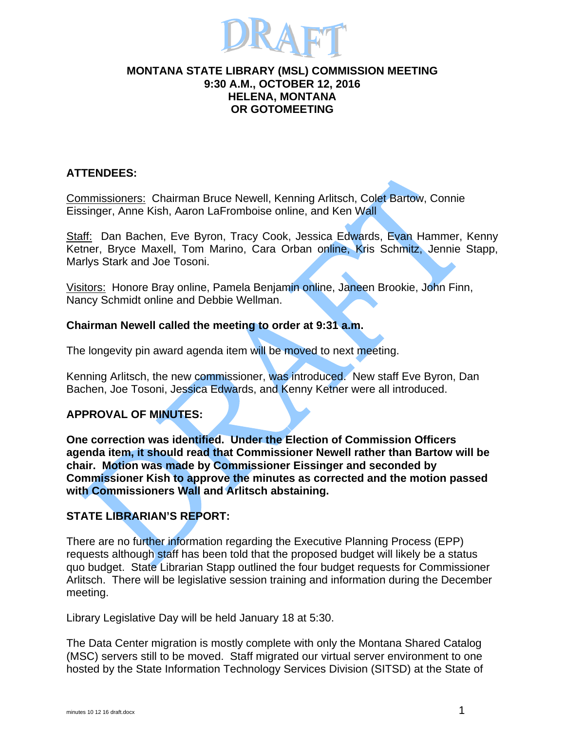DRAFT

**MONTANA STATE LIBRARY (MSL) COMMISSION MEETING**
**9:30 A.M., OCTOBER 12, 2016**
**HELENA, MONTANA**
**OR GOTOMEETING**

## ATTENDEES:

Commissioners: Chairman Bruce Newell, Kenning Arlitsch, Colet Bartow, Connie Eissinger, Anne Kish, Aaron LaFromboise online, and Ken Wall

Staff: Dan Bachen, Eve Byron, Tracy Cook, Jessica Edwards, Evan Hammer, Kenny Ketner, Bryce Maxell, Tom Marino, Cara Orban online, Kris Schmitz, Jennie Stapp, Marlys Stark and Joe Tosoni.

Visitors: Honore Bray online, Pamela Benjamin online, Janeen Brookie, John Finn, Nancy Schmidt online and Debbie Wellman.

**Chairman Newell called the meeting to order at 9:31 a.m.**

The longevity pin award agenda item will be moved to next meeting.

Kenning Arlitsch, the new commissioner, was introduced. New staff Eve Byron, Dan Bachen, Joe Tosoni, Jessica Edwards, and Kenny Ketner were all introduced.

## APPROVAL OF MINUTES:

**One correction was identified. Under the Election of Commission Officers agenda item, it should read that Commissioner Newell rather than Bartow will be chair. Motion was made by Commissioner Eissinger and seconded by Commissioner Kish to approve the minutes as corrected and the motion passed with Commissioners Wall and Arlitsch abstaining.**

## STATE LIBRARIAN'S REPORT:

There are no further information regarding the Executive Planning Process (EPP) requests although staff has been told that the proposed budget will likely be a status quo budget. State Librarian Stapp outlined the four budget requests for Commissioner Arlitsch. There will be legislative session training and information during the December meeting.

Library Legislative Day will be held January 18 at 5:30.

The Data Center migration is mostly complete with only the Montana Shared Catalog (MSC) servers still to be moved. Staff migrated our virtual server environment to one hosted by the State Information Technology Services Division (SITSD) at the State of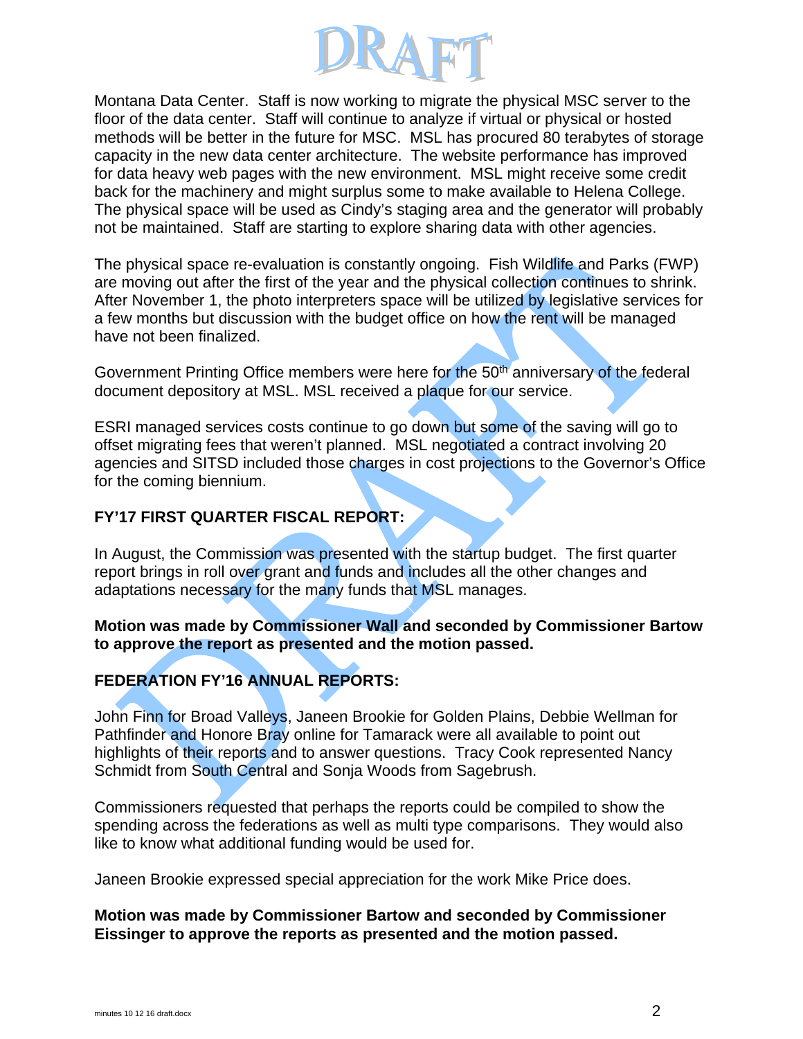Montana Data Center. Staff is now working to migrate the physical MSC server to the floor of the data center. Staff will continue to analyze if virtual or physical or hosted methods will be better in the future for MSC. MSL has procured 80 terabytes of storage capacity in the new data center architecture. The website performance has improved for data heavy web pages with the new environment. MSL might receive some credit back for the machinery and might surplus some to make available to Helena College. The physical space will be used as Cindy's staging area and the generator will probably not be maintained. Staff are starting to explore sharing data with other agencies.

The physical space re-evaluation is constantly ongoing. Fish Wildlife and Parks (FWP) are moving out after the first of the year and the physical collection continues to shrink. After November 1, the photo interpreters space will be utilized by legislative services for a few months but discussion with the budget office on how the rent will be managed have not been finalized.

Government Printing Office members were here for the 50th anniversary of the federal document depository at MSL. MSL received a plaque for our service.

ESRI managed services costs continue to go down but some of the saving will go to offset migrating fees that weren't planned. MSL negotiated a contract involving 20 agencies and SITSD included those charges in cost projections to the Governor's Office for the coming biennium.

**FY'17 FIRST QUARTER FISCAL REPORT:**

In August, the Commission was presented with the startup budget. The first quarter report brings in roll over grant and funds and includes all the other changes and adaptations necessary for the many funds that MSL manages.

**Motion was made by Commissioner Wall and seconded by Commissioner Bartow to approve the report as presented and the motion passed.**

**FEDERATION FY'16 ANNUAL REPORTS:**

John Finn for Broad Valleys, Janeen Brookie for Golden Plains, Debbie Wellman for Pathfinder and Honore Bray online for Tamarack were all available to point out highlights of their reports and to answer questions. Tracy Cook represented Nancy Schmidt from South Central and Sonja Woods from Sagebrush.

Commissioners requested that perhaps the reports could be compiled to show the spending across the federations as well as multi type comparisons. They would also like to know what additional funding would be used for.

Janeen Brookie expressed special appreciation for the work Mike Price does.

**Motion was made by Commissioner Bartow and seconded by Commissioner Eissinger to approve the reports as presented and the motion passed.**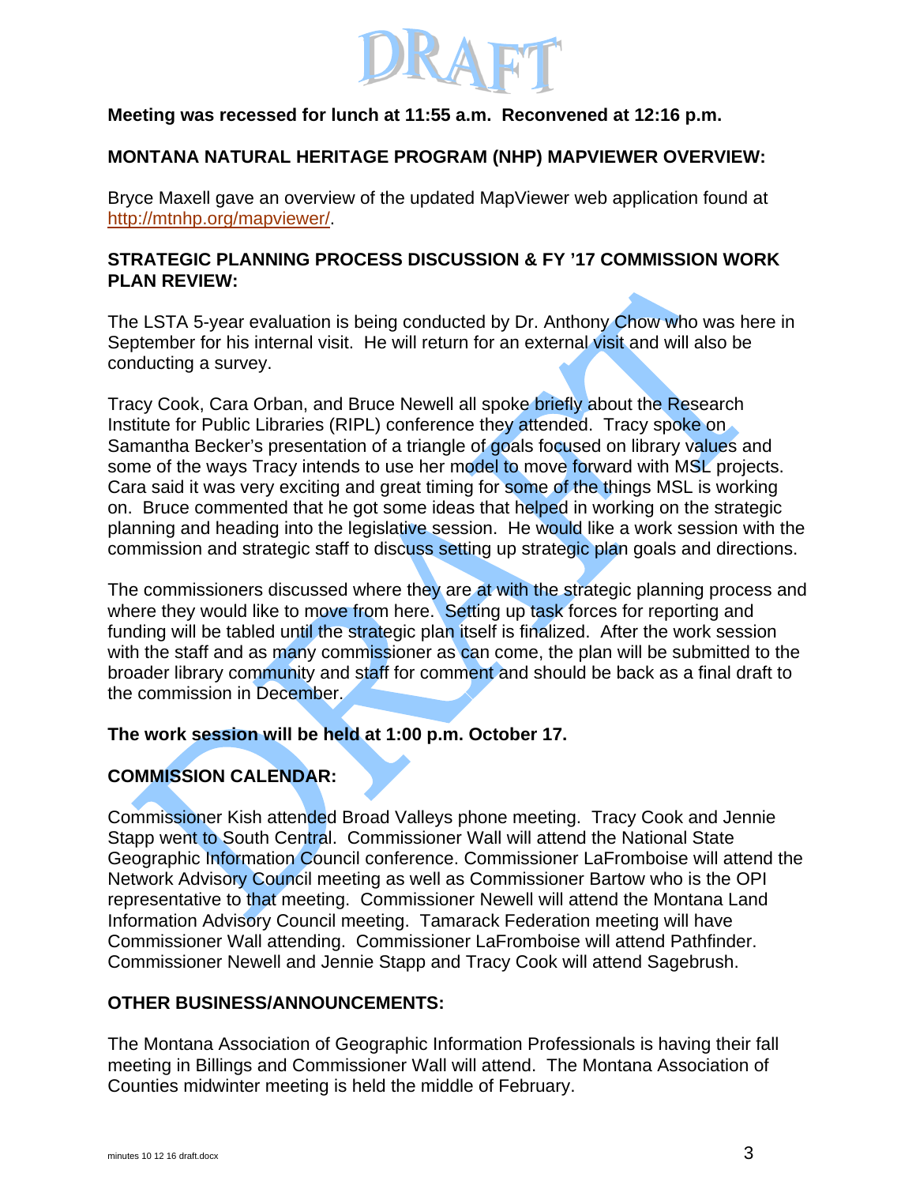**Meeting was recessed for lunch at 11:55 a.m. Reconvened at 12:16 p.m.**

## MONTANA NATURAL HERITAGE PROGRAM (NHP) MAPVIEWER OVERVIEW:

Bryce Maxell gave an overview of the updated MapViewer web application found at http://mtnhp.org/mapviewer/.

## STRATEGIC PLANNING PROCESS DISCUSSION & FY '17 COMMISSION WORK PLAN REVIEW:

The LSTA 5-year evaluation is being conducted by Dr. Anthony Chow who was here in September for his internal visit. He will return for an external visit and will also be conducting a survey.

Tracy Cook, Cara Orban, and Bruce Newell all spoke briefly about the Research Institute for Public Libraries (RIPL) conference they attended. Tracy spoke on Samantha Becker's presentation of a triangle of goals focused on library values and some of the ways Tracy intends to use her model to move forward with MSL projects. Cara said it was very exciting and great timing for some of the things MSL is working on. Bruce commented that he got some ideas that helped in working on the strategic planning and heading into the legislative session. He would like a work session with the commission and strategic staff to discuss setting up strategic plan goals and directions.

The commissioners discussed where they are at with the strategic planning process and where they would like to move from here. Setting up task forces for reporting and funding will be tabled until the strategic plan itself is finalized. After the work session with the staff and as many commissioner as can come, the plan will be submitted to the broader library community and staff for comment and should be back as a final draft to the commission in December.

**The work session will be held at 1:00 p.m. October 17.**

## COMMISSION CALENDAR:

Commissioner Kish attended Broad Valleys phone meeting. Tracy Cook and Jennie Stapp went to South Central. Commissioner Wall will attend the National State Geographic Information Council conference. Commissioner LaFromboise will attend the Network Advisory Council meeting as well as Commissioner Bartow who is the OPI representative to that meeting. Commissioner Newell will attend the Montana Land Information Advisory Council meeting. Tamarack Federation meeting will have Commissioner Wall attending. Commissioner LaFromboise will attend Pathfinder. Commissioner Newell and Jennie Stapp and Tracy Cook will attend Sagebrush.

## OTHER BUSINESS/ANNOUNCEMENTS:

The Montana Association of Geographic Information Professionals is having their fall meeting in Billings and Commissioner Wall will attend. The Montana Association of Counties midwinter meeting is held the middle of February.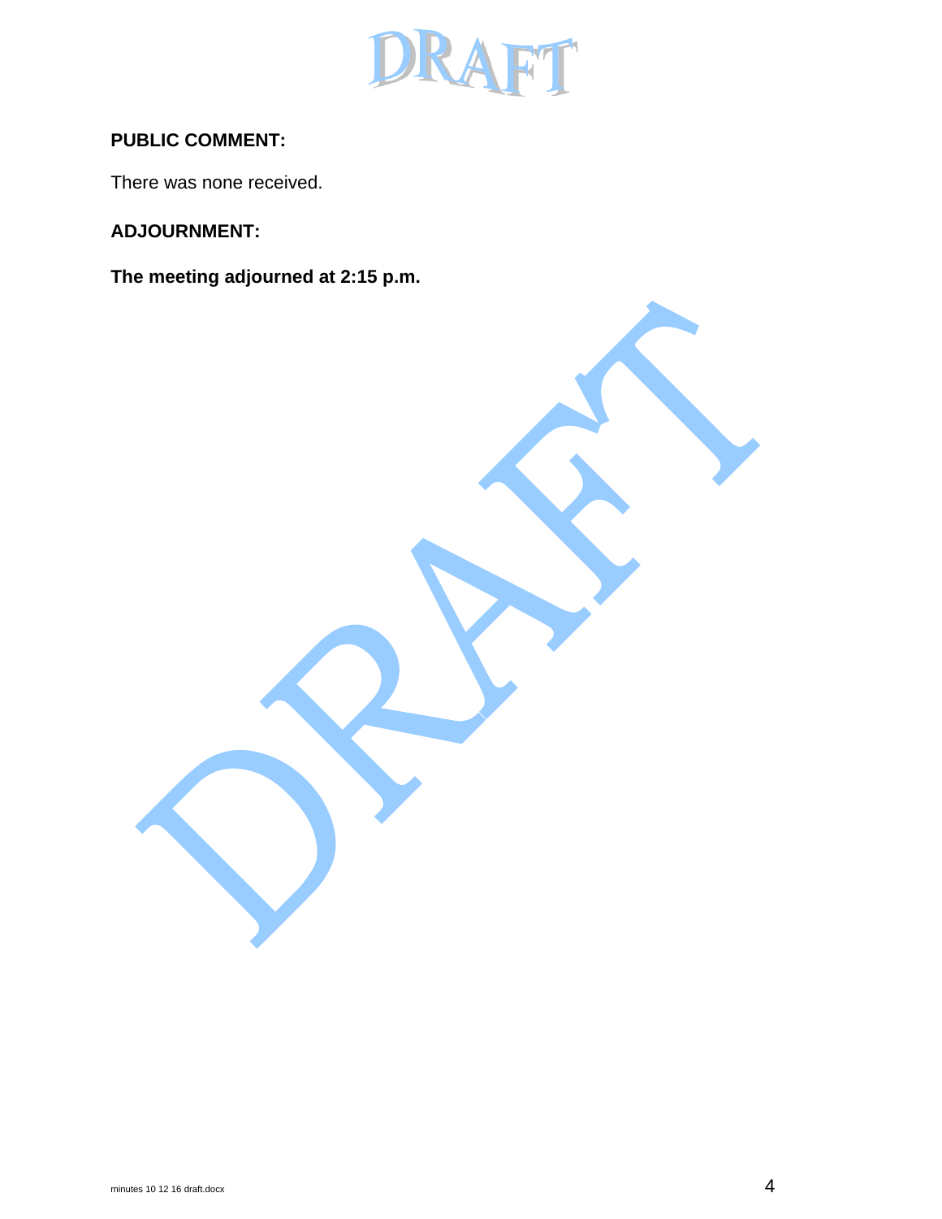**PUBLIC COMMENT:**

There was none received.

**ADJOURNMENT:**

**The meeting adjourned at 2:15 p.m.**